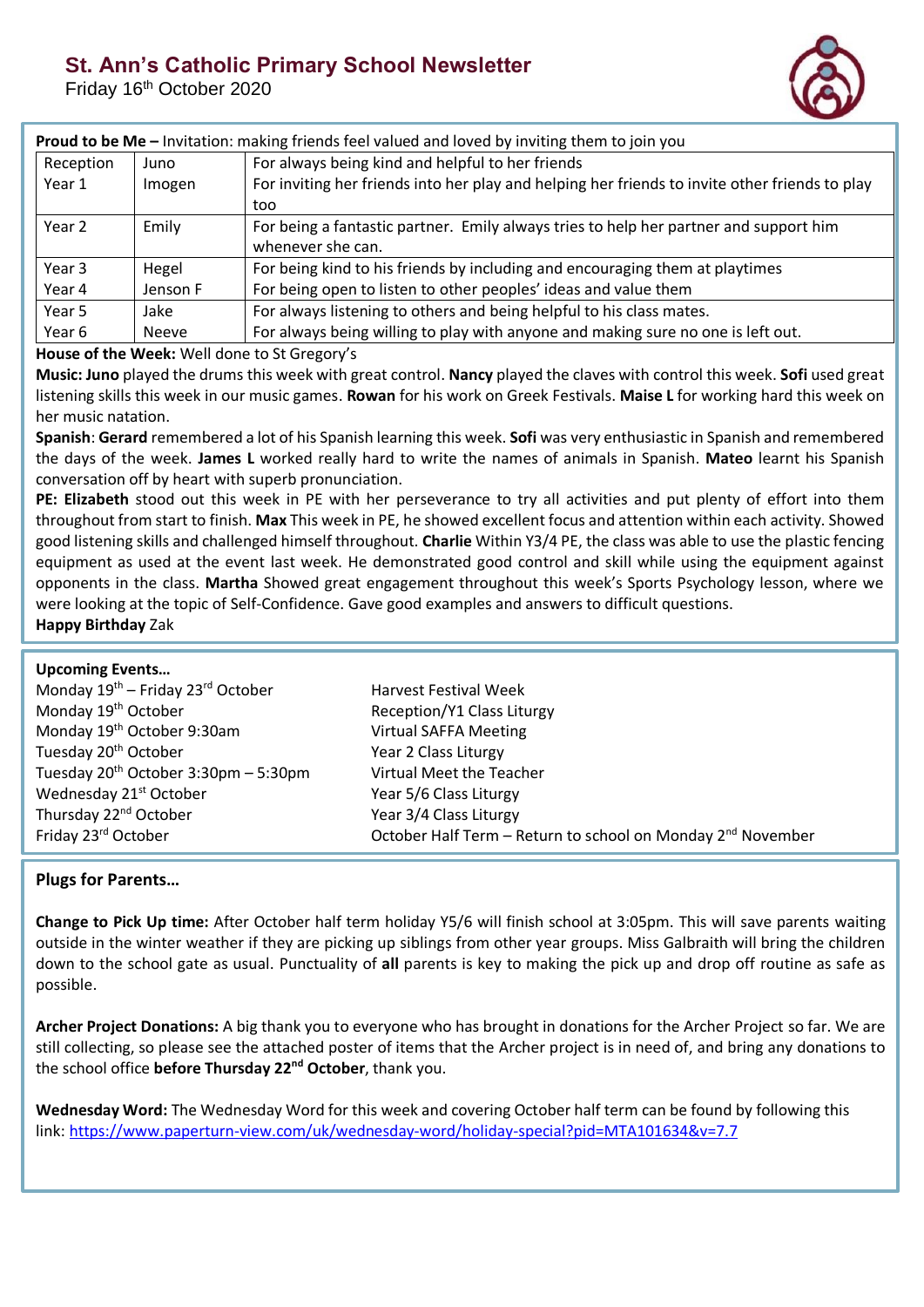# St. Ann's Catholic Primary School Newsletter

Friday 16th October 2020

**Proud to be Me –** Invitation: making friends feel valued and loved by inviting them to join you

| | | |
|---|---|---|
| Reception | Juno | For always being kind and helpful to her friends |
| Year 1 | Imogen | For inviting her friends into her play and helping her friends to invite other friends to play too |
| Year 2 | Emily | For being a fantastic partner. Emily always tries to help her partner and support him whenever she can. |
| Year 3 | Hegel | For being kind to his friends by including and encouraging them at playtimes |
| Year 4 | Jenson F | For being open to listen to other peoples' ideas and value them |
| Year 5 | Jake | For always listening to others and being helpful to his class mates. |
| Year 6 | Neeve | For always being willing to play with anyone and making sure no one is left out. |

**House of the Week:** Well done to St Gregory's

**Music: Juno** played the drums this week with great control. **Nancy** played the claves with control this week. **Sofi** used great listening skills this week in our music games. **Rowan** for his work on Greek Festivals. **Maise L** for working hard this week on her music natation.

**Spanish**: **Gerard** remembered a lot of his Spanish learning this week. **Sofi** was very enthusiastic in Spanish and remembered the days of the week. **James L** worked really hard to write the names of animals in Spanish. **Mateo** learnt his Spanish conversation off by heart with superb pronunciation.

**PE: Elizabeth** stood out this week in PE with her perseverance to try all activities and put plenty of effort into them throughout from start to finish. **Max** This week in PE, he showed excellent focus and attention within each activity. Showed good listening skills and challenged himself throughout. **Charlie** Within Y3/4 PE, the class was able to use the plastic fencing equipment as used at the event last week. He demonstrated good control and skill while using the equipment against opponents in the class. **Martha** Showed great engagement throughout this week's Sports Psychology lesson, where we were looking at the topic of Self-Confidence. Gave good examples and answers to difficult questions.

**Happy Birthday** Zak

**Upcoming Events…**

| | |
|---|---|
| Monday 19th – Friday 23rd October | Harvest Festival Week |
| Monday 19th October | Reception/Y1 Class Liturgy |
| Monday 19th October 9:30am | Virtual SAFFA Meeting |
| Tuesday 20th October | Year 2 Class Liturgy |
| Tuesday 20th October 3:30pm – 5:30pm | Virtual Meet the Teacher |
| Wednesday 21st October | Year 5/6 Class Liturgy |
| Thursday 22nd October | Year 3/4 Class Liturgy |
| Friday 23rd October | October Half Term – Return to school on Monday 2nd November |

**Plugs for Parents…**

**Change to Pick Up time:** After October half term holiday Y5/6 will finish school at 3:05pm. This will save parents waiting outside in the winter weather if they are picking up siblings from other year groups. Miss Galbraith will bring the children down to the school gate as usual. Punctuality of **all** parents is key to making the pick up and drop off routine as safe as possible.

**Archer Project Donations:** A big thank you to everyone who has brought in donations for the Archer Project so far. We are still collecting, so please see the attached poster of items that the Archer project is in need of, and bring any donations to the school office **before Thursday 22nd October**, thank you.

**Wednesday Word:** The Wednesday Word for this week and covering October half term can be found by following this link: https://www.paperturn-view.com/uk/wednesday-word/holiday-special?pid=MTA101634&v=7.7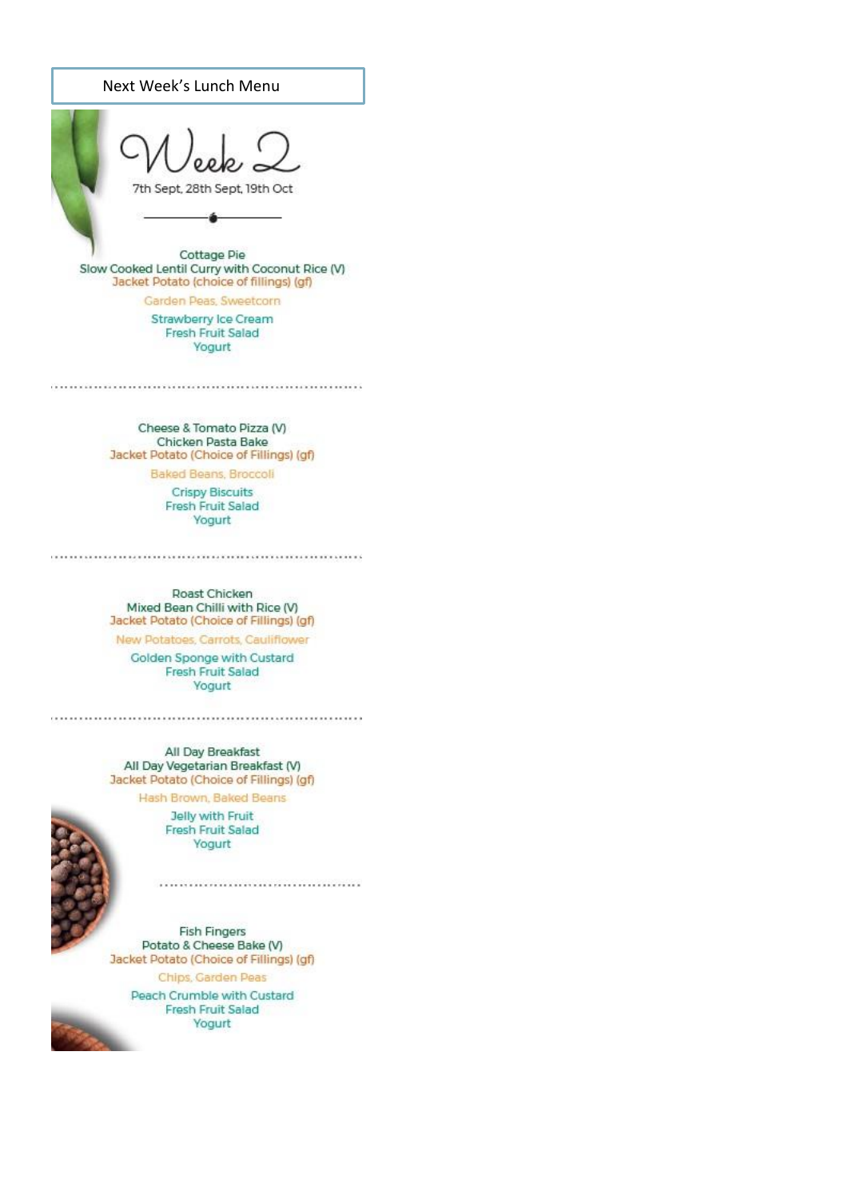Next Week's Lunch Menu

# Week 2

7th Sept, 28th Sept, 19th Oct

Cottage Pie
Slow Cooked Lentil Curry with Coconut Rice (V)
Jacket Potato (choice of fillings) (gf)

Garden Peas, Sweetcorn

Strawberry Ice Cream
Fresh Fruit Salad
Yogurt

---

Cheese & Tomato Pizza (V)
Chicken Pasta Bake
Jacket Potato (Choice of Fillings) (gf)

Baked Beans, Broccoli

Crispy Biscuits
Fresh Fruit Salad
Yogurt

---

Roast Chicken
Mixed Bean Chilli with Rice (V)
Jacket Potato (Choice of Fillings) (gf)

New Potatoes, Carrots, Cauliflower

Golden Sponge with Custard
Fresh Fruit Salad
Yogurt

---

All Day Breakfast
All Day Vegetarian Breakfast (V)
Jacket Potato (Choice of Fillings) (gf)

Hash Brown, Baked Beans

Jelly with Fruit
Fresh Fruit Salad
Yogurt

---

Fish Fingers
Potato & Cheese Bake (V)
Jacket Potato (Choice of Fillings) (gf)

Chips, Garden Peas

Peach Crumble with Custard
Fresh Fruit Salad
Yogurt